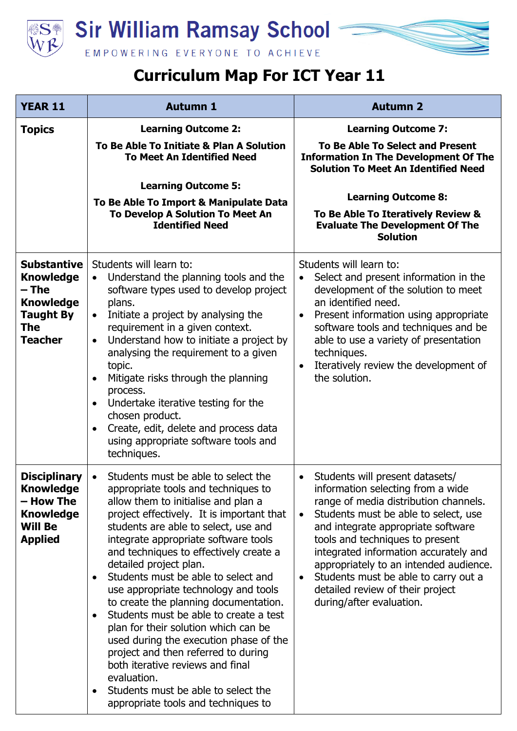# Sir William Ramsay School

EMPOWERING EVERYONE TO ACHIEVE

## Curriculum Map For ICT Year 11

| YEAR 11 | Autumn 1 | Autumn 2 |
|---|---|---|
| **Topics** | **Learning Outcome 2:**<br>**To Be Able To Initiate & Plan A Solution To Meet An Identified Need**<br><br>**Learning Outcome 5:**<br>**To Be Able To Import & Manipulate Data To Develop A Solution To Meet An Identified Need** | **Learning Outcome 7:**<br>**To Be Able To Select and Present Information In The Development Of The Solution To Meet An Identified Need**<br><br>**Learning Outcome 8:**<br>**To Be Able To Iteratively Review & Evaluate The Development Of The Solution** |
| **Substantive Knowledge – The Knowledge Taught By The Teacher** | Students will learn to:<br>• Understand the planning tools and the software types used to develop project plans.<br>• Initiate a project by analysing the requirement in a given context.<br>• Understand how to initiate a project by analysing the requirement to a given topic.<br>• Mitigate risks through the planning process.<br>• Undertake iterative testing for the chosen product.<br>• Create, edit, delete and process data using appropriate software tools and techniques. | Students will learn to:<br>• Select and present information in the development of the solution to meet an identified need.<br>• Present information using appropriate software tools and techniques and be able to use a variety of presentation techniques.<br>• Iteratively review the development of the solution. |
| **Disciplinary Knowledge – How The Knowledge Will Be Applied** | • Students must be able to select the appropriate tools and techniques to allow them to initialise and plan a project effectively. It is important that students are able to select, use and integrate appropriate software tools and techniques to effectively create a detailed project plan.<br>• Students must be able to select and use appropriate technology and tools to create the planning documentation.<br>• Students must be able to create a test plan for their solution which can be used during the execution phase of the project and then referred to during both iterative reviews and final evaluation.<br>• Students must be able to select the appropriate tools and techniques to | • Students will present datasets/ information selecting from a wide range of media distribution channels.<br>• Students must be able to select, use and integrate appropriate software tools and techniques to present integrated information accurately and appropriately to an intended audience.<br>• Students must be able to carry out a detailed review of their project during/after evaluation. |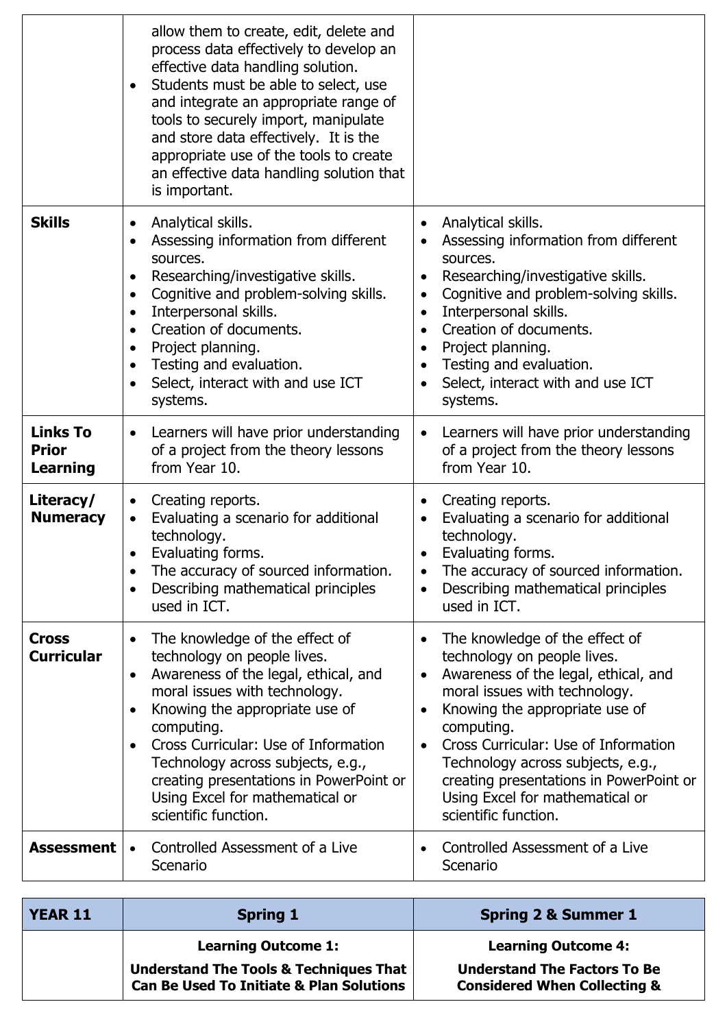| | | |
|---|---|---|
| | allow them to create, edit, delete and process data effectively to develop an effective data handling solution.<br>• Students must be able to select, use and integrate an appropriate range of tools to securely import, manipulate and store data effectively. It is the appropriate use of the tools to create an effective data handling solution that is important. | |
| **Skills** | • Analytical skills.<br>• Assessing information from different sources.<br>• Researching/investigative skills.<br>• Cognitive and problem-solving skills.<br>• Interpersonal skills.<br>• Creation of documents.<br>• Project planning.<br>• Testing and evaluation.<br>• Select, interact with and use ICT systems. | • Analytical skills.<br>• Assessing information from different sources.<br>• Researching/investigative skills.<br>• Cognitive and problem-solving skills.<br>• Interpersonal skills.<br>• Creation of documents.<br>• Project planning.<br>• Testing and evaluation.<br>• Select, interact with and use ICT systems. |
| **Links To Prior Learning** | • Learners will have prior understanding of a project from the theory lessons from Year 10. | • Learners will have prior understanding of a project from the theory lessons from Year 10. |
| **Literacy/ Numeracy** | • Creating reports.<br>• Evaluating a scenario for additional technology.<br>• Evaluating forms.<br>• The accuracy of sourced information.<br>• Describing mathematical principles used in ICT. | • Creating reports.<br>• Evaluating a scenario for additional technology.<br>• Evaluating forms.<br>• The accuracy of sourced information.<br>• Describing mathematical principles used in ICT. |
| **Cross Curricular** | • The knowledge of the effect of technology on people lives.<br>• Awareness of the legal, ethical, and moral issues with technology.<br>• Knowing the appropriate use of computing.<br>• Cross Curricular: Use of Information Technology across subjects, e.g., creating presentations in PowerPoint or Using Excel for mathematical or scientific function. | • The knowledge of the effect of technology on people lives.<br>• Awareness of the legal, ethical, and moral issues with technology.<br>• Knowing the appropriate use of computing.<br>• Cross Curricular: Use of Information Technology across subjects, e.g., creating presentations in PowerPoint or Using Excel for mathematical or scientific function. |
| **Assessment** | • Controlled Assessment of a Live Scenario | • Controlled Assessment of a Live Scenario |

| **YEAR 11** | **Spring 1** | **Spring 2 & Summer 1** |
|---|---|---|
| | **Learning Outcome 1:**<br>**Understand The Tools & Techniques That Can Be Used To Initiate & Plan Solutions** | **Learning Outcome 4:**<br>**Understand The Factors To Be Considered When Collecting &** |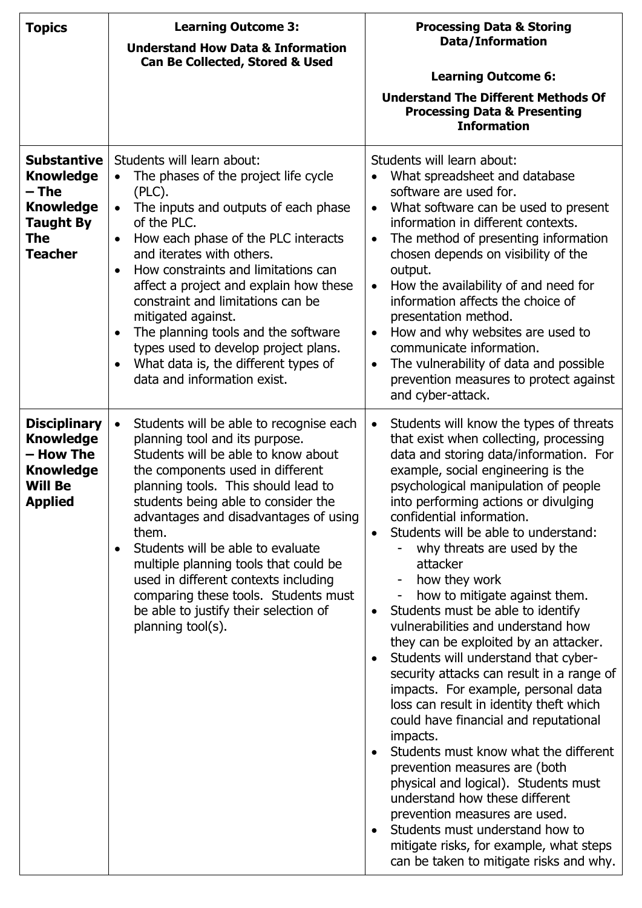| **Topics** | **Learning Outcome 3:**<br>**Understand How Data & Information Can Be Collected, Stored & Used** | **Processing Data & Storing Data/Information**<br>**Learning Outcome 6:**<br>**Understand The Different Methods Of Processing Data & Presenting Information** |
|---|---|---|
| **Substantive Knowledge – The Knowledge Taught By The Teacher** | Students will learn about:<br>• The phases of the project life cycle (PLC).<br>• The inputs and outputs of each phase of the PLC.<br>• How each phase of the PLC interacts and iterates with others.<br>• How constraints and limitations can affect a project and explain how these constraint and limitations can be mitigated against.<br>• The planning tools and the software types used to develop project plans.<br>• What data is, the different types of data and information exist. | Students will learn about:<br>• What spreadsheet and database software are used for.<br>• What software can be used to present information in different contexts.<br>• The method of presenting information chosen depends on visibility of the output.<br>• How the availability of and need for information affects the choice of presentation method.<br>• How and why websites are used to communicate information.<br>• The vulnerability of data and possible prevention measures to protect against and cyber-attack. |
| **Disciplinary Knowledge – How The Knowledge Will Be Applied** | • Students will be able to recognise each planning tool and its purpose. Students will be able to know about the components used in different planning tools. This should lead to students being able to consider the advantages and disadvantages of using them.<br>• Students will be able to evaluate multiple planning tools that could be used in different contexts including comparing these tools. Students must be able to justify their selection of planning tool(s). | • Students will know the types of threats that exist when collecting, processing data and storing data/information. For example, social engineering is the psychological manipulation of people into performing actions or divulging confidential information.<br>• Students will be able to understand:<br>- why threats are used by the attacker<br>- how they work<br>- how to mitigate against them.<br>• Students must be able to identify vulnerabilities and understand how they can be exploited by an attacker.<br>• Students will understand that cyber-security attacks can result in a range of impacts. For example, personal data loss can result in identity theft which could have financial and reputational impacts.<br>• Students must know what the different prevention measures are (both physical and logical). Students must understand how these different prevention measures are used.<br>• Students must understand how to mitigate risks, for example, what steps can be taken to mitigate risks and why. |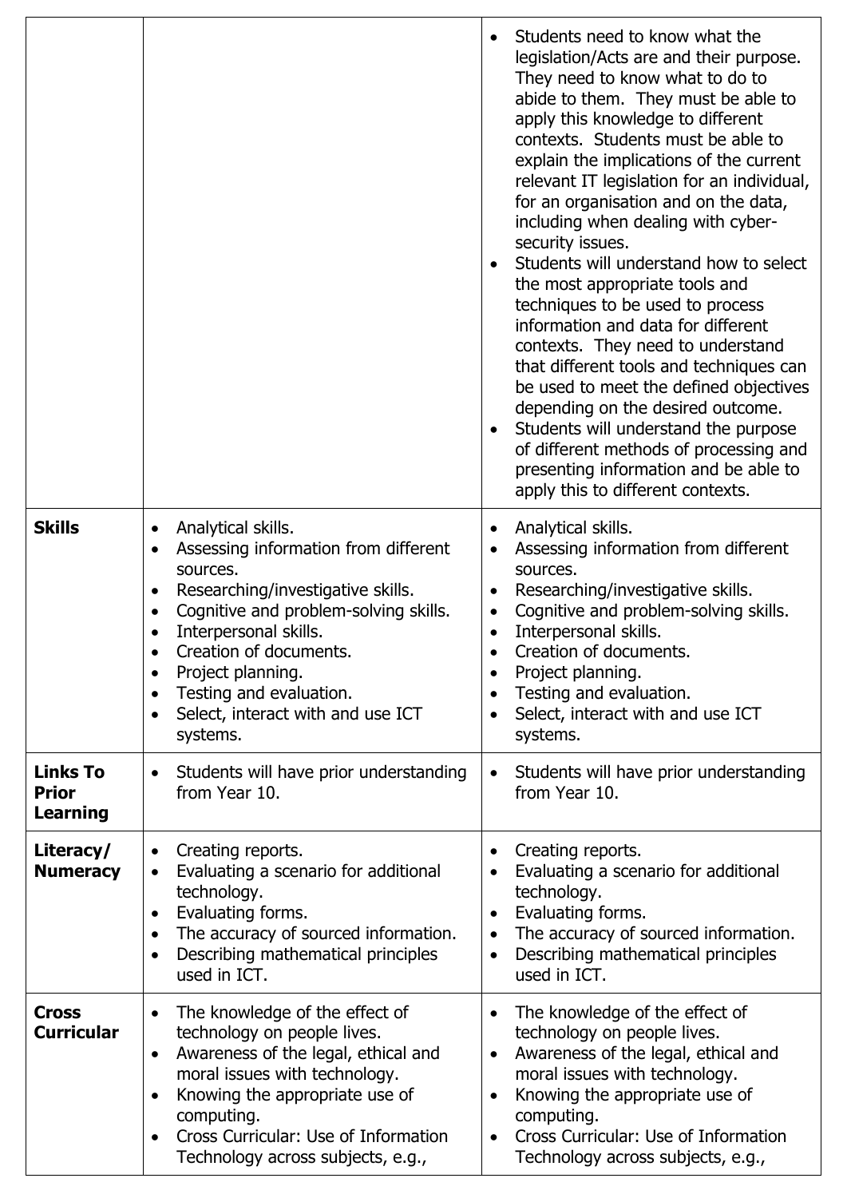| | | |
|---|---|---|
| | | • Students need to know what the legislation/Acts are and their purpose. They need to know what to do to abide to them. They must be able to apply this knowledge to different contexts. Students must be able to explain the implications of the current relevant IT legislation for an individual, for an organisation and on the data, including when dealing with cyber-security issues.<br>• Students will understand how to select the most appropriate tools and techniques to be used to process information and data for different contexts. They need to understand that different tools and techniques can be used to meet the defined objectives depending on the desired outcome.<br>• Students will understand the purpose of different methods of processing and presenting information and be able to apply this to different contexts. |
| **Skills** | • Analytical skills.<br>• Assessing information from different sources.<br>• Researching/investigative skills.<br>• Cognitive and problem-solving skills.<br>• Interpersonal skills.<br>• Creation of documents.<br>• Project planning.<br>• Testing and evaluation.<br>• Select, interact with and use ICT systems. | • Analytical skills.<br>• Assessing information from different sources.<br>• Researching/investigative skills.<br>• Cognitive and problem-solving skills.<br>• Interpersonal skills.<br>• Creation of documents.<br>• Project planning.<br>• Testing and evaluation.<br>• Select, interact with and use ICT systems. |
| **Links To Prior Learning** | • Students will have prior understanding from Year 10. | • Students will have prior understanding from Year 10. |
| **Literacy/ Numeracy** | • Creating reports.<br>• Evaluating a scenario for additional technology.<br>• Evaluating forms.<br>• The accuracy of sourced information.<br>• Describing mathematical principles used in ICT. | • Creating reports.<br>• Evaluating a scenario for additional technology.<br>• Evaluating forms.<br>• The accuracy of sourced information.<br>• Describing mathematical principles used in ICT. |
| **Cross Curricular** | • The knowledge of the effect of technology on people lives.<br>• Awareness of the legal, ethical and moral issues with technology.<br>• Knowing the appropriate use of computing.<br>• Cross Curricular: Use of Information Technology across subjects, e.g., | • The knowledge of the effect of technology on people lives.<br>• Awareness of the legal, ethical and moral issues with technology.<br>• Knowing the appropriate use of computing.<br>• Cross Curricular: Use of Information Technology across subjects, e.g., |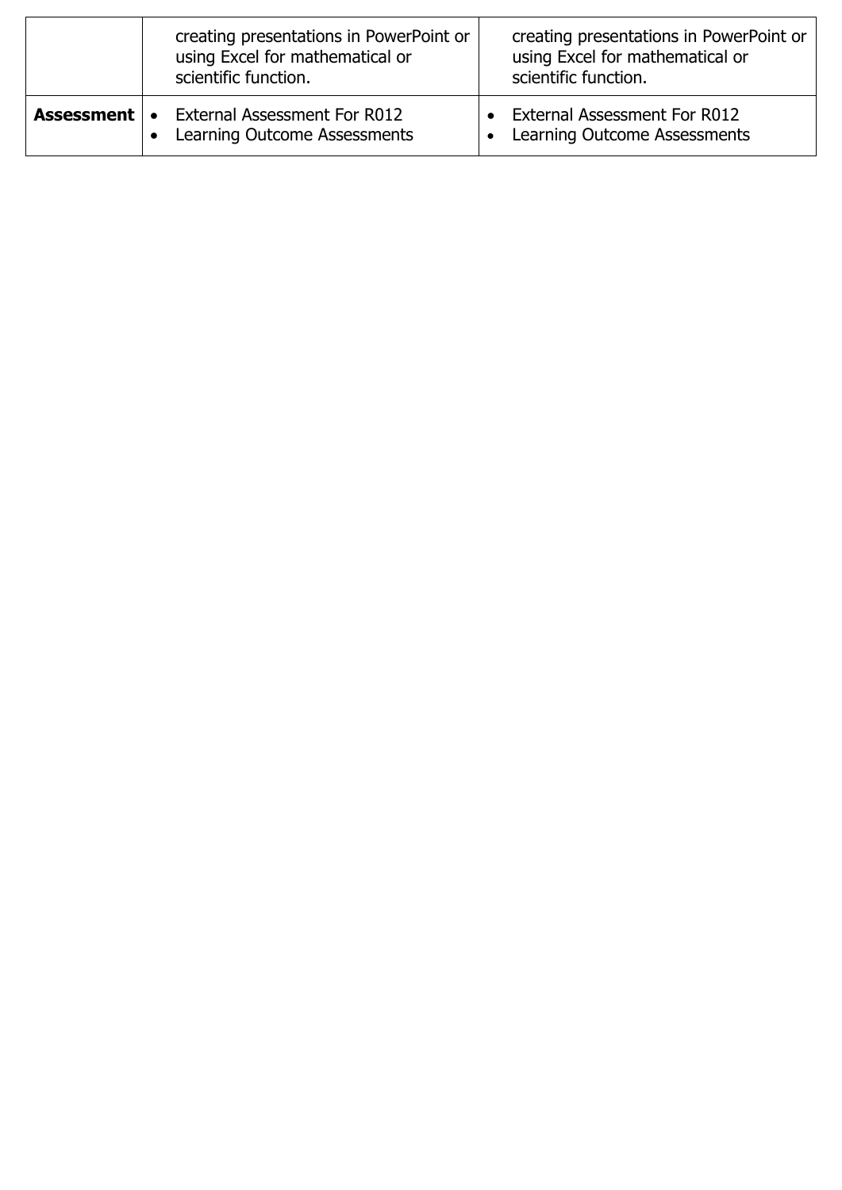| | | |
|---|---|---|
| | creating presentations in PowerPoint or using Excel for mathematical or scientific function. | creating presentations in PowerPoint or using Excel for mathematical or scientific function. |
| **Assessment** | • External Assessment For R012<br>• Learning Outcome Assessments | • External Assessment For R012<br>• Learning Outcome Assessments |